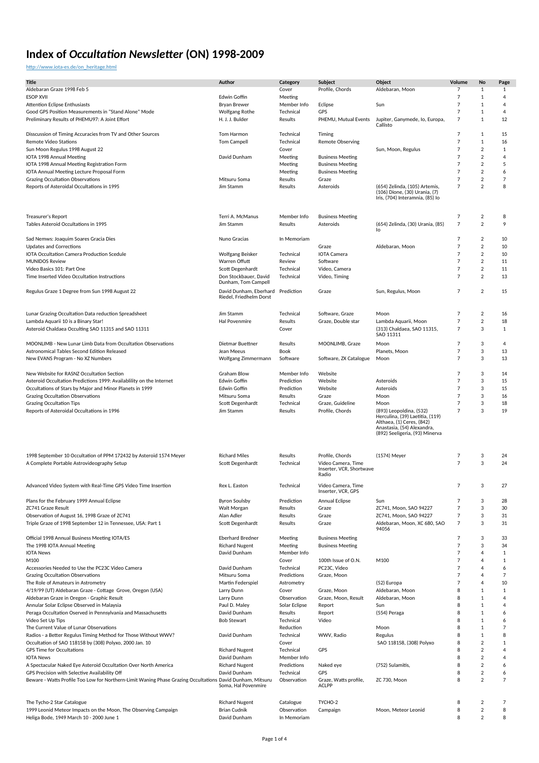# Index of *Occultation Newsletter* (ON) 1998-2009

http://www.iota-es.de/on_heritage.html

| Title | Author | Category | Subject | Object | Volume | No | Page |
|---|---|---|---|---|---|---|---|
| Aldebaran Graze 1998 Feb 5 | | Cover | Profile, Chords | Aldebaran, Moon | 7 | 1 | 1 |
| ESOP XVII | Edwin Goffin | Meeting | | | 7 | 1 | 4 |
| Attention Eclipse Enthusiasts | Bryan Brewer | Member Info | Eclipse | Sun | 7 | 1 | 4 |
| Good GPS Position Measurements in "Stand Alone" Mode | Wolfgang Rothe | Technical | GPS | | 7 | 1 | 4 |
| Preliminary Results of PHEMU97: A Joint Effort | H. J. J. Bulder | Results | PHEMU, Mutual Events | Jupiter, Ganymede, Io, Europa, Callisto | 7 | 1 | 12 |
| Disscussion of Timing Accuracies from TV and Other Sources | Tom Harmon | Technical | Timing | | 7 | 1 | 15 |
| Remote Video Stations | Tom Campell | Technical | Remote Observing | | 7 | 1 | 16 |
| Sun Moon Regulus 1998 August 22 | | Cover | | Sun, Moon, Regulus | 7 | 2 | 1 |
| IOTA 1998 Annual Meeting | David Dunham | Meeting | Business Meeting | | 7 | 2 | 4 |
| IOTA 1998 Annual Meeting Registration Form | | Meeting | Business Meeting | | 7 | 2 | 5 |
| IOTA Annual Meeting Lecture Proposal Form | | Meeting | Business Meeting | | 7 | 2 | 6 |
| Grazing Occultation Observations | Mitsuru Soma | Results | Graze | | 7 | 2 | 7 |
| Reports of Asteroidal Occultations in 1995 | Jim Stamm | Results | Asteroids | (654) Zelinda, (105) Artemis, (106) Dione, (30) Urania, (7) Iris, (704) Interamnia, (85) Io | 7 | 2 | 8 |
| Treasurer's Report | Terri A. McManus | Member Info | Business Meeting | | 7 | 2 | 8 |
| Tables Asteroid Occultations in 1995 | Jim Stamm | Results | Asteroids | (654) Zelinda, (30) Urania, (85) Io | 7 | 2 | 9 |
| Sad Nemws: Joaquim Soares Gracia Dies | Nuno Gracias | In Memoriam | | | 7 | 2 | 10 |
| Updates and Corrections | | | Graze | Aldebaran, Moon | 7 | 2 | 10 |
| IOTA Occultation Camera Production Scedule | Wolfgang Beisker | Technical | IOTA Camera | | 7 | 2 | 10 |
| MUNIDOS Review | Warren Offutt | Review | Software | | 7 | 2 | 11 |
| Video Basics 101: Part One | Scott Degenhardt | Technical | Video, Camera | | 7 | 2 | 11 |
| Time Inserted Video Occultation Instructions | Don Stockbauer, David Dunham, Tom Campell | Technical | Video, Timing | | 7 | 2 | 13 |
| Regulus Graze 1 Degree from Sun 1998 August 22 | David Dunham, Eberhard Riedel, Friedhelm Dorst | Prediction | Graze | Sun, Regulus, Moon | 7 | 2 | 15 |
| Lunar Grazing Occultation Data reduction Spreadsheet | Jim Stamm | Technical | Software, Graze | Moon | 7 | 2 | 16 |
| Lambda Aquarii 10 is a Binary Star! | Hal Povenmire | Results | Graze, Double star | Lambda Aquarii, Moon | 7 | 2 | 18 |
| Asteroid Chaldaea Occulting SAO 11315 and SAO 11311 | | Cover | | (313) Chaldaea, SAO 11315, SAO 11311 | 7 | 3 | 1 |
| MOONLIMB - New Lunar Limb Data from Occultation Observations | Dietmar Buettner | Results | MOONLIMB, Graze | Moon | 7 | 3 | 4 |
| Astronomical Tables Second Edition Released | Jean Meeus | Book | | Planets, Moon | 7 | 3 | 13 |
| New EVANS Program - No XZ Numbers | Wolfgang Zimmermann | Software | Software, ZX Catalogue | Moon | 7 | 3 | 13 |
| New Website for RASNZ Occultation Section | Graham Blow | Member Info | Website | | 7 | 3 | 14 |
| Asteroid Occultation Predictions 1999: Availablility on the Internet | Edwin Goffin | Prediction | Website | Asteroids | 7 | 3 | 15 |
| Occultations of Stars by Major and Minor Planets in 1999 | Edwin Goffin | Prediction | Website | Asteroids | 7 | 3 | 15 |
| Grazing Occultation Observations | Mitsuru Soma | Results | Graze | Moon | 7 | 3 | 16 |
| Grazing Occultation Tips | Scott Degenhardt | Technical | Graze, Guideline | Moon | 7 | 3 | 18 |
| Reports of Asteroidal Occultations in 1996 | Jim Stamm | Results | Profile, Chords | (893) Leopoldina, (532) Herculina, (39) Laetitia, (119) Althaea, (1) Ceres, (842) Anastasia, (54) Alexandra, (892) Seeligeria, (93) Minerva | 7 | 3 | 19 |
| 1998 September 10 Occultation of PPM 172432 by Asteroid 1574 Meyer | Richard Miles | Results | Profile, Chords | (1574) Meyer | 7 | 3 | 24 |
| A Complete Portable Astrovideography Setup | Scott Degenhardt | Technical | Video Camera, Time Inserter, VCR, Shortwave Radio | | 7 | 3 | 24 |
| Advanced Video System with Real-Time GPS Video Time Insertion | Rex L. Easton | Technical | Video Camera, Time Inserter, VCR, GPS | | 7 | 3 | 27 |
| Plans for the February 1999 Annual Eclipse | Byron Soulsby | Prediction | Annual Eclipse | Sun | 7 | 3 | 28 |
| ZC741 Graze Result | Walt Morgan | Results | Graze | ZC741, Moon, SAO 94227 | 7 | 3 | 30 |
| Observation of August 16, 1998 Graze of ZC741 | Alan Adler | Results | Graze | ZC741, Moon, SAO 94227 | 7 | 3 | 31 |
| Triple Graze of 1998 September 12 in Tennessee, USA: Part 1 | Scott Degenhardt | Results | Graze | Aldebaran, Moon, XC 680, SAO 94056 | 7 | 3 | 31 |
| Official 1998 Annual Business Meeting IOTA/ES | Eberhard Bredner | Meeting | Business Meeting | | 7 | 3 | 33 |
| The 1998 IOTA Annual Meeting | Richard Nugent | Meeting | Business Meeting | | 7 | 3 | 34 |
| IOTA News | David Dunham | Member Info | | | 7 | 4 | 1 |
| M100 | | Cover | 100th Issue of O.N. | M100 | 7 | 4 | 1 |
| Accessories Needed to Use the PC23C Video Camera | David Dunham | Technical | PC23C, Video | | 7 | 4 | 6 |
| Grazing Occultation Observations | Mitsuru Soma | Predictions | Graze, Moon | | 7 | 4 | 7 |
| The Role of Amateurs in Astrometry | Martin Federspiel | Astrometry | | (52) Europa | 7 | 4 | 10 |
| 4/19/99 (UT) Aldebaran Graze - Cottage Grove, Oregon (USA) | Larry Dunn | Cover | Graze, Moon | Aldebaran, Moon | 8 | 1 | 1 |
| Aldebaran Graze in Oregon - Graphic Result | Larry Dunn | Observation | Graze, Moon, Result | Aldebaran, Moon | 8 | 1 | 4 |
| Annular Solar Eclipse Observed in Malaysia | Paul D. Maley | Solar Eclipse | Report | Sun | 8 | 1 | 4 |
| Peraga Occultation Oserved in Pennsylvania and Massachusetts | David Dunham | Results | Report | (554) Peraga | 8 | 1 | 6 |
| Video Set Up Tips | Bob Stewart | Technical | Video | | 8 | 1 | 6 |
| The Current Value of Lunar Observations | | Reduction | | Moon | 8 | 1 | 7 |
| Radios - a Better Regulus Timing Method for Those Without WWV? | David Dunham | Technical | WWV, Radio | Regulus | 8 | 1 | 8 |
| Occultation of SAO 118158 by (308) Polyxo, 2000 Jan. 10 | | Cover | | SAO 118158, (308) Polyxo | 8 | 2 | 1 |
| GPS Time for Occultations | Richard Nugent | Technical | GPS | | 8 | 2 | 4 |
| IOTA News | David Dunham | Member Info | | | 8 | 2 | 4 |
| A Spectacular Naked Eye Asteroid Occultation Over North America | Richard Nugent | Predictions | Naked eye | (752) Sulamitis, | 8 | 2 | 6 |
| GPS Precision with Selective Availability Off | David Dunham | Technical | GPS | | 8 | 2 | 6 |
| Beware - Watts Profile Too Low for Northern-Limit Waning Phase Grazing Occultations | David Dunham, Mitsuru Soma, Hal Povenmire | Observation | Graze, Watts profile, ACLPP | ZC 730, Moon | 8 | 2 | 7 |
| The Tycho-2 Star Catalogue | Richard Nugent | Catalogue | TYCHO-2 | | 8 | 2 | 7 |
| 1999 Leonid Meteor Impacts on the Moon, The Observing Campaign | Brian Cudnik | Observation | Campaign | Moon, Meteor Leonid | 8 | 2 | 8 |
| Heliga Bode, 1949 March 10 - 2000 June 1 | David Dunham | In Memoriam | | | 8 | 2 | 8 |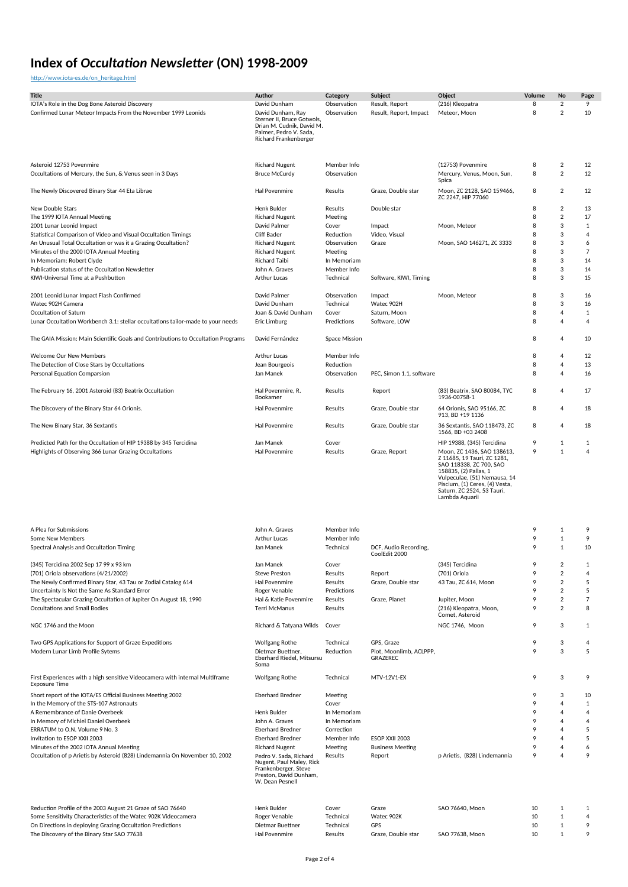# Index of *Occultation Newsletter* (ON) 1998-2009

http://www.iota-es.de/on_heritage.html

| Title | Author | Category | Subject | Object | Volume | No | Page |
|---|---|---|---|---|---|---|---|
| IOTA's Role in the Dog Bone Asteroid Discovery | David Dunham | Observation | Result, Report | (216) Kleopatra | 8 | 2 | 9 |
| Confirmed Lunar Meteor Impacts From the November 1999 Leonids | David Dunham, Ray Sterner II, Bruce Gotwols, Drian M. Cudnik, David M. Palmer, Pedro V. Sada, Richard Frankenberger | Observation | Result, Report, Impact | Meteor, Moon | 8 | 2 | 10 |
| Asteroid 12753 Povenmire | Richard Nugent | Member Info | | (12753) Povenmire | 8 | 2 | 12 |
| Occultations of Mercury, the Sun, & Venus seen in 3 Days | Bruce McCurdy | Observation | | Mercury, Venus, Moon, Sun, Spica | 8 | 2 | 12 |
| The Newly Discovered Binary Star 44 Eta Librae | Hal Povenmire | Results | Graze, Double star | Moon, ZC 2128, SAO 159466, ZC 2247, HIP 77060 | 8 | 2 | 12 |
| New Double Stars | Henk Bulder | Results | Double star | | 8 | 2 | 13 |
| The 1999 IOTA Annual Meeting | Richard Nugent | Meeting | | | 8 | 2 | 17 |
| 2001 Lunar Leonid Impact | David Palmer | Cover | Impact | Moon, Meteor | 8 | 3 | 1 |
| Statistical Comparison of Video and Visual Occultation Timings | Cliff Bader | Reduction | Video, Visual | | 8 | 3 | 4 |
| An Unusual Total Occultation or was it a Grazing Occultation? | Richard Nugent | Observation | Graze | Moon, SAO 146271, ZC 3333 | 8 | 3 | 6 |
| Minutes of the 2000 IOTA Annual Meeting | Richard Nugent | Meeting | | | 8 | 3 | 7 |
| In Memoriam: Robert Clyde | Richard Taibi | In Memoriam | | | 8 | 3 | 14 |
| Publication status of the Occultation Newsletter | John A. Graves | Member Info | | | 8 | 3 | 14 |
| KIWI-Universal Time at a Pushbutton | Arthur Lucas | Technical | Software, KIWI, Timing | | 8 | 3 | 15 |
| 2001 Leonid Lunar Impact Flash Confirmed | David Palmer | Observation | Impact | Moon, Meteor | 8 | 3 | 16 |
| Watec 902H Camera | David Dunham | Technical | Watec 902H | | 8 | 3 | 16 |
| Occultation of Saturn | Joan & David Dunham | Cover | Saturn, Moon | | 8 | 4 | 1 |
| Lunar Occultation Workbench 3.1: stellar occultations tailor-made to your needs | Eric Limburg | Predictions | Software, LOW | | 8 | 4 | 4 |
| The GAIA Mission: Main Scientific Goals and Contributions to Occultation Programs | David Fernández | Space Mission | | | 8 | 4 | 10 |
| Welcome Our New Members | Arthur Lucas | Member Info | | | 8 | 4 | 12 |
| The Detection of Close Stars by Occultations | Jean Bourgeois | Reduction | | | 8 | 4 | 13 |
| Personal Equation Comparsion | Jan Manek | Observation | PEC, Simon 1.1, software | | 8 | 4 | 16 |
| The February 16, 2001 Asteroid (83) Beatrix Occultation | Hal Povenmire, R. Bookamer | Results | Report | (83) Beatrix, SAO 80084, TYC 1936-00758-1 | 8 | 4 | 17 |
| The Discovery of the Binary Star 64 Orionis. | Hal Povenmire | Results | Graze, Double star | 64 Orionis, SAO 95166, ZC 913, BD +19 1136 | 8 | 4 | 18 |
| The New Binary Star, 36 Sextantis | Hal Povenmire | Results | Graze, Double star | 36 Sextantis, SAO 118473, ZC 1566, BD +03 2408 | 8 | 4 | 18 |
| Predicted Path for the Occultation of HIP 19388 by 345 Tercidina | Jan Manek | Cover | | HIP 19388, (345) Tercidina | 9 | 1 | 1 |
| Highlights of Observing 366 Lunar Grazing Occultations | Hal Povenmire | Results | Graze, Report | Moon, ZC 1436, SAO 138613, Z 11685, 19 Tauri, ZC 1281, SAO 118338, ZC 700, SAO 158835, (2) Pallas, 1 Vulpeculae, (51) Nemausa, 14 Piscium, (1) Ceres, (4) Vesta, Saturn, ZC 2524, 53 Tauri, Lambda Aquarii | 9 | 1 | 4 |
| A Plea for Submissions | John A. Graves | Member Info | | | 9 | 1 | 9 |
| Some New Members | Arthur Lucas | Member Info | | | 9 | 1 | 9 |
| Spectral Analysis and Occultation Timing | Jan Manek | Technical | DCF, Audio Recording, CoolEdit 2000 | | 9 | 1 | 10 |
| (345) Tercidina 2002 Sep 17 99 x 93 km | Jan Manek | Cover | | (345) Tercidina | 9 | 2 | 1 |
| (701) Oriola observations (4/21/2002) | Steve Preston | Results | Report | (701) Oriola | 9 | 2 | 4 |
| The Newly Confirmed Binary Star, 43 Tau or Zodial Catalog 614 | Hal Povenmire | Results | Graze, Double star | 43 Tau, ZC 614, Moon | 9 | 2 | 5 |
| Uncertainty Is Not the Same As Standard Error | Roger Venable | Predictions | | | 9 | 2 | 5 |
| The Spectacular Grazing Occultation of Jupiter On August 18, 1990 | Hal & Katie Povenmire | Results | Graze, Planet | Jupiter, Moon | 9 | 2 | 7 |
| Occultations and Small Bodies | Terri McManus | Results | | (216) Kleopatra, Moon, Comet, Asteroid | 9 | 2 | 8 |
| NGC 1746 and the Moon | Richard & Tatyana Wilds | Cover | | NGC 1746, Moon | 9 | 3 | 1 |
| Two GPS Applications for Support of Graze Expeditions | Wolfgang Rothe | Technical | GPS, Graze | | 9 | 3 | 4 |
| Modern Lunar Limb Profile Sytems | Dietmar Buettner, Eberhard Riedel, Mitsursu Soma | Reduction | Plot, Moonlimb, ACLPPP, GRAZEREC | | 9 | 3 | 5 |
| First Experiences with a high sensitive Videocamera with internal Multiframe Exposure Time | Wolfgang Rothe | Technical | MTV-12V1-EX | | 9 | 3 | 9 |
| Short report of the IOTA/ES Official Business Meeting 2002 | Eberhard Bredner | Meeting | | | 9 | 3 | 10 |
| In the Memory of the STS-107 Astronauts | | Cover | | | 9 | 4 | 1 |
| A Remembrance of Danie Overbeek | Henk Bulder | In Memoriam | | | 9 | 4 | 4 |
| In Memory of Michiel Daniel Overbeek | John A. Graves | In Memoriam | | | 9 | 4 | 4 |
| ERRATUM to O.N. Volume 9 No. 3 | Eberhard Bredner | Correction | | | 9 | 4 | 5 |
| Invitation to ESOP XXII 2003 | Eberhard Bredner | Member Info | ESOP XXII 2003 | | 9 | 4 | 5 |
| Minutes of the 2002 IOTA Annual Meeting | Richard Nugent | Meeting | Business Meeting | | 9 | 4 | 6 |
| Occultation of p Arietis by Asteroid (828) Lindemannia On November 10, 2002 | Pedro V. Sada, Richard Nugent, Paul Maley, Rick Frankenberger, Steve Preston, David Dunham, W. Dean Pesnell | Results | Report | p Arietis, (828) Lindemannia | 9 | 4 | 9 |
| Reduction Profile of the 2003 August 21 Graze of SAO 76640 | Henk Bulder | Cover | Graze | SAO 76640, Moon | 10 | 1 | 1 |
| Some Sensitivity Characteristics of the Watec 902K Videocamera | Roger Venable | Technical | Watec 902K | | 10 | 1 | 4 |
| On Directions in deploying Grazing Occultation Predictions | Dietmar Buettner | Technical | GPS | | 10 | 1 | 9 |
| The Discovery of the Binary Star SAO 77638 | Hal Povenmire | Results | Graze, Double star | SAO 77638, Moon | 10 | 1 | 9 |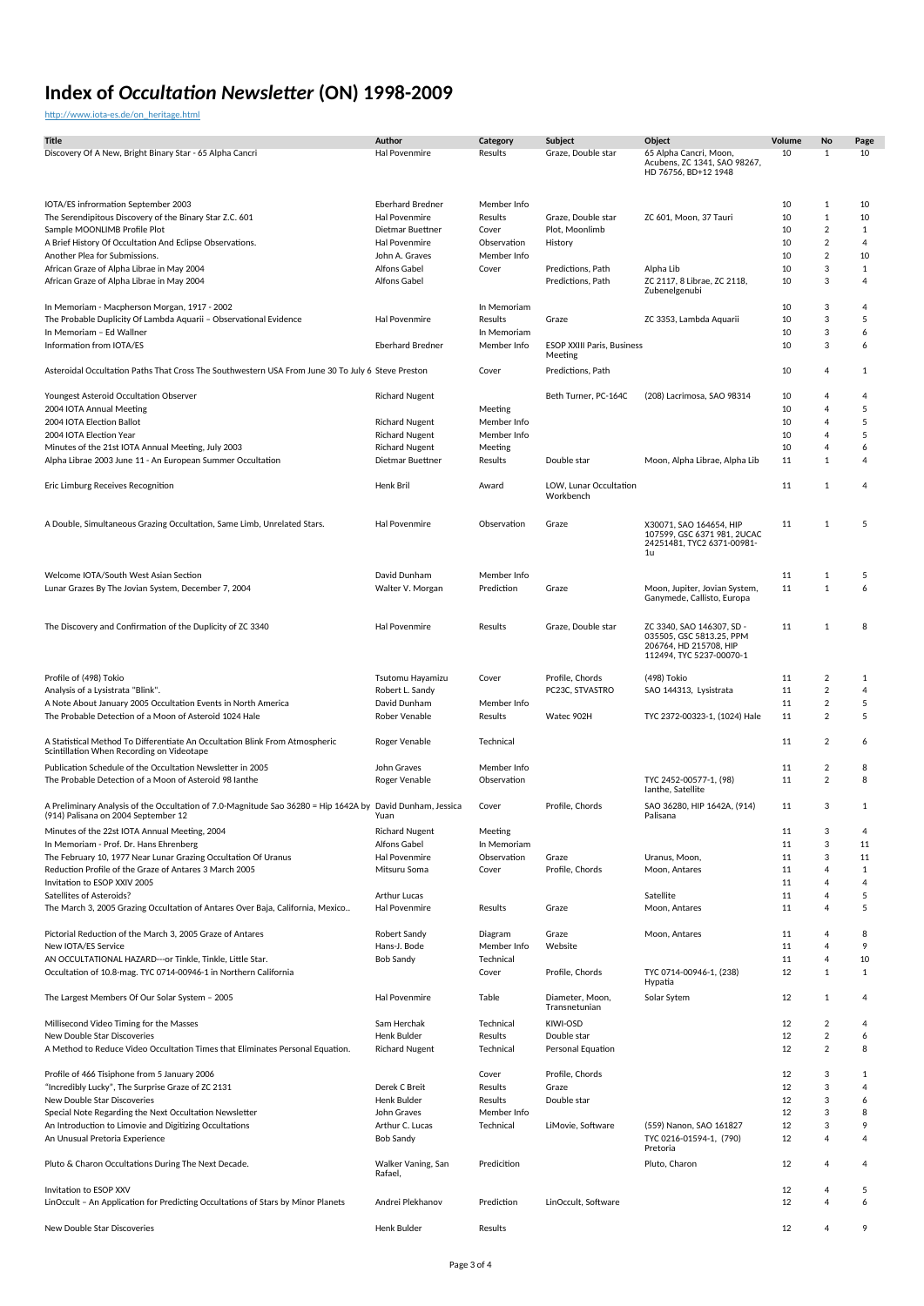# Index of *Occultation Newsletter* (ON) 1998-2009

http://www.iota-es.de/on_heritage.html

| Title | Author | Category | Subject | Object | Volume | No | Page |
|---|---|---|---|---|---|---|---|
| Discovery Of A New, Bright Binary Star - 65 Alpha Cancri | Hal Povenmire | Results | Graze, Double star | 65 Alpha Cancri, Moon, Acubens, ZC 1341, SAO 98267, HD 76756, BD+12 1948 | 10 | 1 | 10 |
| IOTA/ES infrormation September 2003 | Eberhard Bredner | Member Info | | | 10 | 1 | 10 |
| The Serendipitous Discovery of the Binary Star Z.C. 601 | Hal Povenmire | Results | Graze, Double star | ZC 601, Moon, 37 Tauri | 10 | 1 | 10 |
| Sample MOONLIMB Profile Plot | Dietmar Buettner | Cover | Plot, Moonlimb | | 10 | 2 | 1 |
| A Brief History Of Occultation And Eclipse Observations. | Hal Povenmire | Observation | History | | 10 | 2 | 4 |
| Another Plea for Submissions. | John A. Graves | Member Info | | | 10 | 2 | 10 |
| African Graze of Alpha Librae in May 2004 | Alfons Gabel | Cover | Predictions, Path | Alpha Lib | 10 | 3 | 1 |
| African Graze of Alpha Librae in May 2004 | Alfons Gabel | | Predictions, Path | ZC 2117, 8 Librae, ZC 2118, Zubenelgenubi | 10 | 3 | 4 |
| In Memoriam - Macpherson Morgan, 1917 - 2002 | | In Memoriam | | | 10 | 3 | 4 |
| The Probable Duplicity Of Lambda Aquarii – Observational Evidence | Hal Povenmire | Results | Graze | ZC 3353, Lambda Aquarii | 10 | 3 | 5 |
| In Memoriam – Ed Wallner | | In Memoriam | | | 10 | 3 | 6 |
| Information from IOTA/ES | Eberhard Bredner | Member Info | ESOP XXIII Paris, Business Meeting | | 10 | 3 | 6 |
| Asteroidal Occultation Paths That Cross The Southwestern USA From June 30 To July 6 | Steve Preston | Cover | Predictions, Path | | 10 | 4 | 1 |
| Youngest Asteroid Occultation Observer | Richard Nugent | | Beth Turner, PC-164C | (208) Lacrimosa, SAO 98314 | 10 | 4 | 4 |
| 2004 IOTA Annual Meeting | | Meeting | | | 10 | 4 | 5 |
| 2004 IOTA Election Ballot | Richard Nugent | Member Info | | | 10 | 4 | 5 |
| 2004 IOTA Election Year | Richard Nugent | Member Info | | | 10 | 4 | 5 |
| Minutes of the 21st IOTA Annual Meeting, July 2003 | Richard Nugent | Meeting | | | 10 | 4 | 6 |
| Alpha Librae 2003 June 11 - An European Summer Occultation | Dietmar Buettner | Results | Double star | Moon, Alpha Librae, Alpha Lib | 11 | 1 | 4 |
| Eric Limburg Receives Recognition | Henk Bril | Award | LOW, Lunar Occultation Workbench | | 11 | 1 | 4 |
| A Double, Simultaneous Grazing Occultation, Same Limb, Unrelated Stars. | Hal Povenmire | Observation | Graze | X30071, SAO 164654, HIP 107599, GSC 6371 981, 2UCAC 24251481, TYC2 6371-00981-1u | 11 | 1 | 5 |
| Welcome IOTA/South West Asian Section | David Dunham | Member Info | | | 11 | 1 | 5 |
| Lunar Grazes By The Jovian System, December 7, 2004 | Walter V. Morgan | Prediction | Graze | Moon, Jupiter, Jovian System, Ganymede, Callisto, Europa | 11 | 1 | 6 |
| The Discovery and Confirmation of the Duplicity of ZC 3340 | Hal Povenmire | Results | Graze, Double star | ZC 3340, SAO 146307, SD - 035505, GSC 5813.25, PPM 206764, HD 215708, HIP 112494, TYC 5237-00070-1 | 11 | 1 | 8 |
| Profile of (498) Tokio | Tsutomu Hayamizu | Cover | Profile, Chords | (498) Tokio | 11 | 2 | 1 |
| Analysis of a Lysistrata "Blink". | Robert L. Sandy | | PC23C, STVASTRO | SAO 144313, Lysistrata | 11 | 2 | 4 |
| A Note About January 2005 Occultation Events in North America | David Dunham | Member Info | | | 11 | 2 | 5 |
| The Probable Detection of a Moon of Asteroid 1024 Hale | Rober Venable | Results | Watec 902H | TYC 2372-00323-1, (1024) Hale | 11 | 2 | 5 |
| A Statistical Method To Differentiate An Occultation Blink From Atmospheric Scintillation When Recording on Videotape | Roger Venable | Technical | | | 11 | 2 | 6 |
| Publication Schedule of the Occultation Newsletter in 2005 | John Graves | Member Info | | | 11 | 2 | 8 |
| The Probable Detection of a Moon of Asteroid 98 Ianthe | Roger Venable | Observation | | TYC 2452-00577-1, (98) Ianthe, Satellite | 11 | 2 | 8 |
| A Preliminary Analysis of the Occultation of 7.0-Magnitude Sao 36280 = Hip 1642A by (914) Palisana on 2004 September 12 | David Dunham, Jessica Yuan | Cover | Profile, Chords | SAO 36280, HIP 1642A, (914) Palisana | 11 | 3 | 1 |
| Minutes of the 22st IOTA Annual Meeting, 2004 | Richard Nugent | Meeting | | | 11 | 3 | 4 |
| In Memoriam - Prof. Dr. Hans Ehrenberg | Alfons Gabel | In Memoriam | | | 11 | 3 | 11 |
| The February 10, 1977 Near Lunar Grazing Occultation Of Uranus | Hal Povenmire | Observation | Graze | Uranus, Moon, | 11 | 3 | 11 |
| Reduction Profile of the Graze of Antares 3 March 2005 | Mitsuru Soma | Cover | Profile, Chords | Moon, Antares | 11 | 4 | 1 |
| Invitation to ESOP XXIV 2005 | | | | | 11 | 4 | 4 |
| Satellites of Asteroids? | Arthur Lucas | | | Satellite | 11 | 4 | 5 |
| The March 3, 2005 Grazing Occultation of Antares Over Baja, California, Mexico.. | Hal Povenmire | Results | Graze | Moon, Antares | 11 | 4 | 5 |
| Pictorial Reduction of the March 3, 2005 Graze of Antares | Robert Sandy | Diagram | Graze | Moon, Antares | 11 | 4 | 8 |
| New IOTA/ES Service | Hans-J. Bode | Member Info | Website | | 11 | 4 | 9 |
| AN OCCULTATIONAL HAZARD---or Tinkle, Tinkle, Little Star. | Bob Sandy | Technical | | | 11 | 4 | 10 |
| Occultation of 10.8-mag. TYC 0714-00946-1 in Northern California | | Cover | Profile, Chords | TYC 0714-00946-1, (238) Hypatia | 12 | 1 | 1 |
| The Largest Members Of Our Solar System – 2005 | Hal Povenmire | Table | Diameter, Moon, Transnetunian | Solar Sytem | 12 | 1 | 4 |
| Millisecond Video Timing for the Masses | Sam Herchak | Technical | KIWI-OSD | | 12 | 2 | 4 |
| New Double Star Discoveries | Henk Bulder | Results | Double star | | 12 | 2 | 6 |
| A Method to Reduce Video Occultation Times that Eliminates Personal Equation. | Richard Nugent | Technical | Personal Equation | | 12 | 2 | 8 |
| Profile of 466 Tisiphone from 5 January 2006 | | Cover | Profile, Chords | | 12 | 3 | 1 |
| "Incredibly Lucky", The Surprise Graze of ZC 2131 | Derek C Breit | Results | Graze | | 12 | 3 | 4 |
| New Double Star Discoveries | Henk Bulder | Results | Double star | | 12 | 3 | 6 |
| Special Note Regarding the Next Occultation Newsletter | John Graves | Member Info | | | 12 | 3 | 8 |
| An Introduction to Limovie and Digitizing Occultations | Arthur C. Lucas | Technical | LiMovie, Software | (559) Nanon, SAO 161827 | 12 | 3 | 9 |
| An Unusual Pretoria Experience | Bob Sandy | | | TYC 0216-01594-1, (790) Pretoria | 12 | 4 | 4 |
| Pluto & Charon Occultations During The Next Decade. | Walker Vaning, San Rafael, | Predicition | | Pluto, Charon | 12 | 4 | 4 |
| Invitation to ESOP XXV | | | | | 12 | 4 | 5 |
| LinOccult – An Application for Predicting Occultations of Stars by Minor Planets | Andrei Plekhanov | Prediction | LinOccult, Software | | 12 | 4 | 6 |
| New Double Star Discoveries | Henk Bulder | Results | | | 12 | 4 | 9 |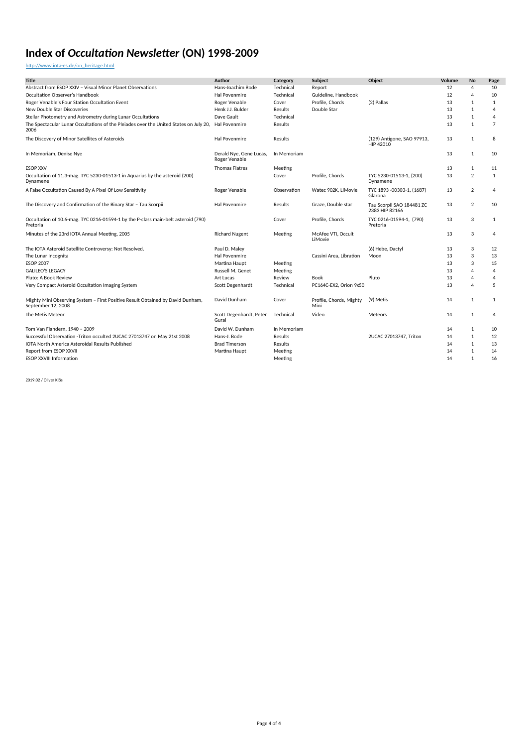# Index of *Occultation Newsletter* (ON) 1998-2009

http://www.iota-es.de/on_heritage.html

| Title | Author | Category | Subject | Object | Volume | No | Page |
|---|---|---|---|---|---|---|---|
| Abstract from ESOP XXIV – Visual Minor Planet Observations | Hans-Joachim Bode | Technical | Report | | 12 | 4 | 10 |
| Occultation Observer's Handbook | Hal Povenmire | Technical | Guideline, Handbook | | 12 | 4 | 10 |
| Roger Venable's Four Station Occultation Event | Roger Venable | Cover | Profile, Chords | (2) Pallas | 13 | 1 | 1 |
| New Double Star Discoveries | Henk J.J. Bulder | Results | Double Star | | 13 | 1 | 4 |
| Stellar Photometry and Astrometry during Lunar Occultations | Dave Gault | Technical | | | 13 | 1 | 4 |
| The Spectacular Lunar Occultations of the Pleiades over the United States on July 20, 2006 | Hal Povenmire | Results | | | 13 | 1 | 7 |
| The Discovery of Minor Satellites of Asteroids | Hal Povenmire | Results | | (129) Antigone, SAO 97913, HIP 42010 | 13 | 1 | 8 |
| In Memoriam, Denise Nye | Derald Nye, Gene Lucas, Roger Venable | In Memoriam | | | 13 | 1 | 10 |
| ESOP XXV | Thomas Flatres | Meeting | | | 13 | 1 | 11 |
| Occultation of 11.3-mag. TYC 5230-01513-1 in Aquarius by the asteroid (200) Dynamene | | Cover | Profile, Chords | TYC 5230-01513-1, (200) Dynamene | 13 | 2 | 1 |
| A False Occultation Caused By A Pixel Of Low Sensitivity | Roger Venable | Observation | Watec 902K, LiMovie | TYC 1893 -00303-1, (1687) Glarona | 13 | 2 | 4 |
| The Discovery and Confirmation of the Binary Star – Tau Scorpii | Hal Povenmire | Results | Graze, Double star | Tau Scorpii SAO 184481 ZC 2383 HIP 82166 | 13 | 2 | 10 |
| Occultation of 10.6-mag. TYC 0216-01594-1 by the P-class main-belt asteroid (790) Pretoria | | Cover | Profile, Chords | TYC 0216-01594-1, (790) Pretoria | 13 | 3 | 1 |
| Minutes of the 23rd IOTA Annual Meeting, 2005 | Richard Nugent | Meeting | McAfee VTI, Occult LiMovie | | 13 | 3 | 4 |
| The IOTA Asteroid Satellite Controversy: Not Resolved. | Paul D. Maley | | | (6) Hebe, Dactyl | 13 | 3 | 12 |
| The Lunar Incognita | Hal Povenmire | | Cassini Area, Libration | Moon | 13 | 3 | 13 |
| ESOP 2007 | Martina Haupt | Meeting | | | 13 | 3 | 15 |
| GALILEO'S LEGACY | Russell M. Genet | Meeting | | | 13 | 4 | 4 |
| Pluto: A Book Review | Art Lucas | Review | Book | Pluto | 13 | 4 | 4 |
| Very Compact Asteroid Occultation Imaging System | Scott Degenhardt | Technical | PC164C-EX2, Orion 9x50 | | 13 | 4 | 5 |
| Mighty Mini Observing System – First Positive Result Obtained by David Dunham, September 12, 2008 | David Dunham | Cover | Profile, Chords, Mighty Mini | (9) Metis | 14 | 1 | 1 |
| The Metis Meteor | Scott Degenhardt, Peter Gural | Technical | Video | Meteors | 14 | 1 | 4 |
| Tom Van Flandern, 1940 – 2009 | David W. Dunham | In Memoriam | | | 14 | 1 | 10 |
| Successful Observation -Triton occulted 2UCAC 27013747 on May 21st 2008 | Hans-J. Bode | Results | | 2UCAC 27013747, Triton | 14 | 1 | 12 |
| IOTA North America Asteroidal Results Published | Brad Timerson | Results | | | 14 | 1 | 13 |
| Report from ESOP XXVII | Martina Haupt | Meeting | | | 14 | 1 | 14 |
| ESOP XXVIII Information | | Meeting | | | 14 | 1 | 16 |

2019.02 / Oliver Klös